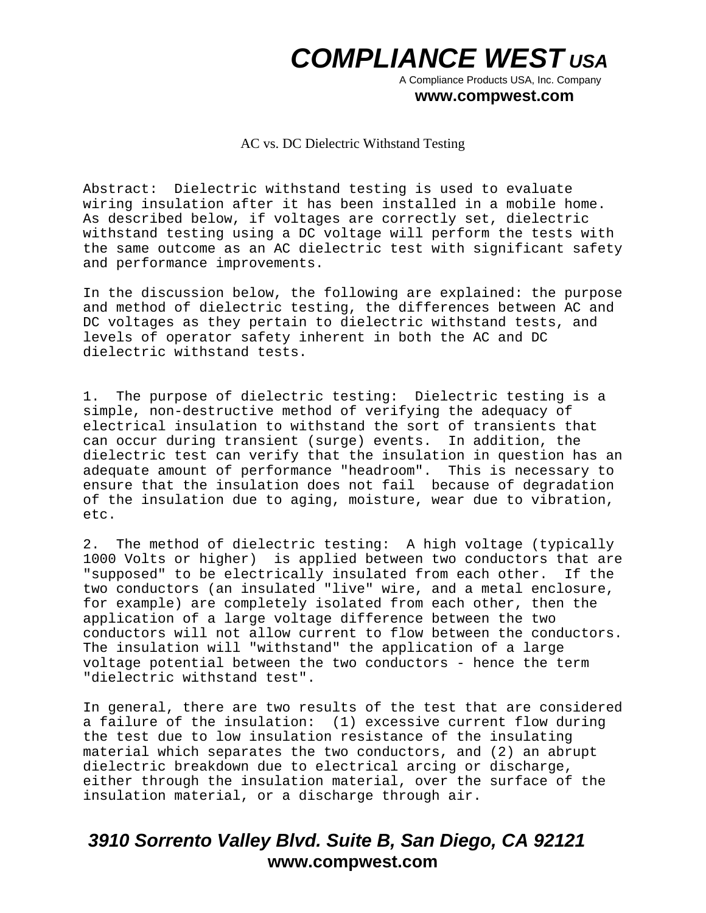# COMPLIANCE WEST USA

A Compliance Products USA, Inc. Company

**www.compwest.com**

## AC vs. DC Dielectric Withstand Testing

Abstract: Dielectric withstand testing is used to evaluate wiring insulation after it has been installed in a mobile home. As described below, if voltages are correctly set, dielectric withstand testing using a DC voltage will perform the tests with the same outcome as an AC dielectric test with significant safety and performance improvements.

In the discussion below, the following are explained: the purpose and method of dielectric testing, the differences between AC and DC voltages as they pertain to dielectric withstand tests, and levels of operator safety inherent in both the AC and DC dielectric withstand tests.

1. The purpose of dielectric testing: Dielectric testing is a simple, non-destructive method of verifying the adequacy of electrical insulation to withstand the sort of transients that can occur during transient (surge) events. In addition, the dielectric test can verify that the insulation in question has an adequate amount of performance "headroom". This is necessary to ensure that the insulation does not fail because of degradation of the insulation due to aging, moisture, wear due to vibration, etc.

2. The method of dielectric testing: A high voltage (typically 1000 Volts or higher) is applied between two conductors that are "supposed" to be electrically insulated from each other. If the two conductors (an insulated "live" wire, and a metal enclosure, for example) are completely isolated from each other, then the application of a large voltage difference between the two conductors will not allow current to flow between the conductors. The insulation will "withstand" the application of a large voltage potential between the two conductors - hence the term "dielectric withstand test".

In general, there are two results of the test that are considered a failure of the insulation: (1) excessive current flow during the test due to low insulation resistance of the insulating material which separates the two conductors, and (2) an abrupt dielectric breakdown due to electrical arcing or discharge, either through the insulation material, over the surface of the insulation material, or a discharge through air.

**3910 Sorrento Valley Blvd. Suite B, San Diego, CA 92121**

**www.compwest.com**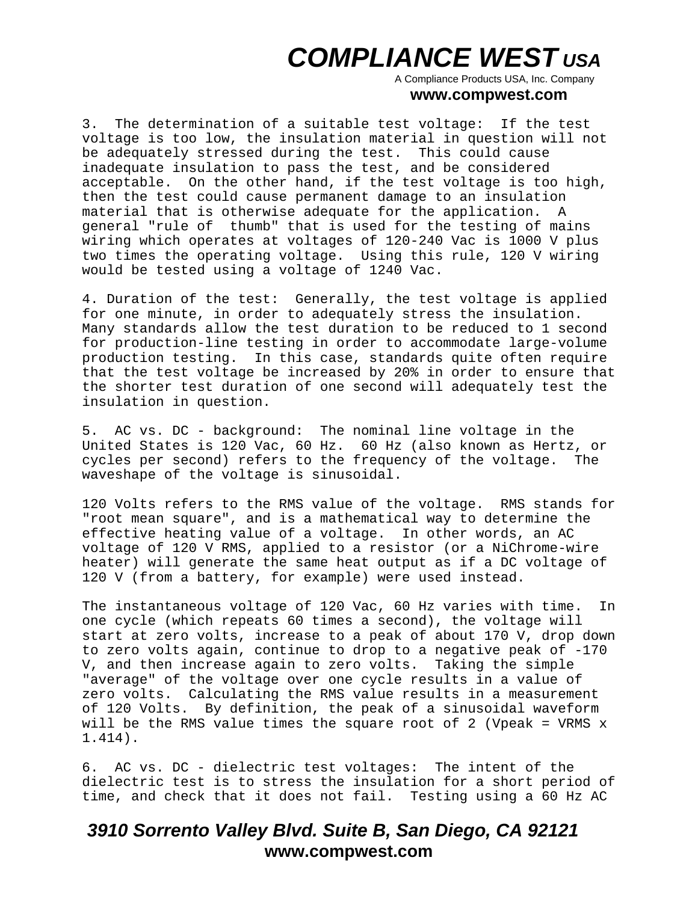3. The determination of a suitable test voltage: If the test voltage is too low, the insulation material in question will not be adequately stressed during the test. This could cause inadequate insulation to pass the test, and be considered acceptable. On the other hand, if the test voltage is too high, then the test could cause permanent damage to an insulation material that is otherwise adequate for the application. A general "rule of thumb" that is used for the testing of mains wiring which operates at voltages of 120-240 Vac is 1000 V plus two times the operating voltage. Using this rule, 120 V wiring would be tested using a voltage of 1240 Vac.

4. Duration of the test: Generally, the test voltage is applied for one minute, in order to adequately stress the insulation. Many standards allow the test duration to be reduced to 1 second for production-line testing in order to accommodate large-volume production testing. In this case, standards quite often require that the test voltage be increased by 20% in order to ensure that the shorter test duration of one second will adequately test the insulation in question.

5. AC vs. DC - background: The nominal line voltage in the United States is 120 Vac, 60 Hz. 60 Hz (also known as Hertz, or cycles per second) refers to the frequency of the voltage. The waveshape of the voltage is sinusoidal.

120 Volts refers to the RMS value of the voltage. RMS stands for "root mean square", and is a mathematical way to determine the effective heating value of a voltage. In other words, an AC voltage of 120 V RMS, applied to a resistor (or a NiChrome-wire heater) will generate the same heat output as if a DC voltage of 120 V (from a battery, for example) were used instead.

The instantaneous voltage of 120 Vac, 60 Hz varies with time. In one cycle (which repeats 60 times a second), the voltage will start at zero volts, increase to a peak of about 170 V, drop down to zero volts again, continue to drop to a negative peak of -170 V, and then increase again to zero volts. Taking the simple "average" of the voltage over one cycle results in a value of zero volts. Calculating the RMS value results in a measurement of 120 Volts. By definition, the peak of a sinusoidal waveform will be the RMS value times the square root of 2 ($V_{peak} = V_{RMS} \times 1.414$).

6. AC vs. DC - dielectric test voltages: The intent of the dielectric test is to stress the insulation for a short period of time, and check that it does not fail. Testing using a 60 Hz AC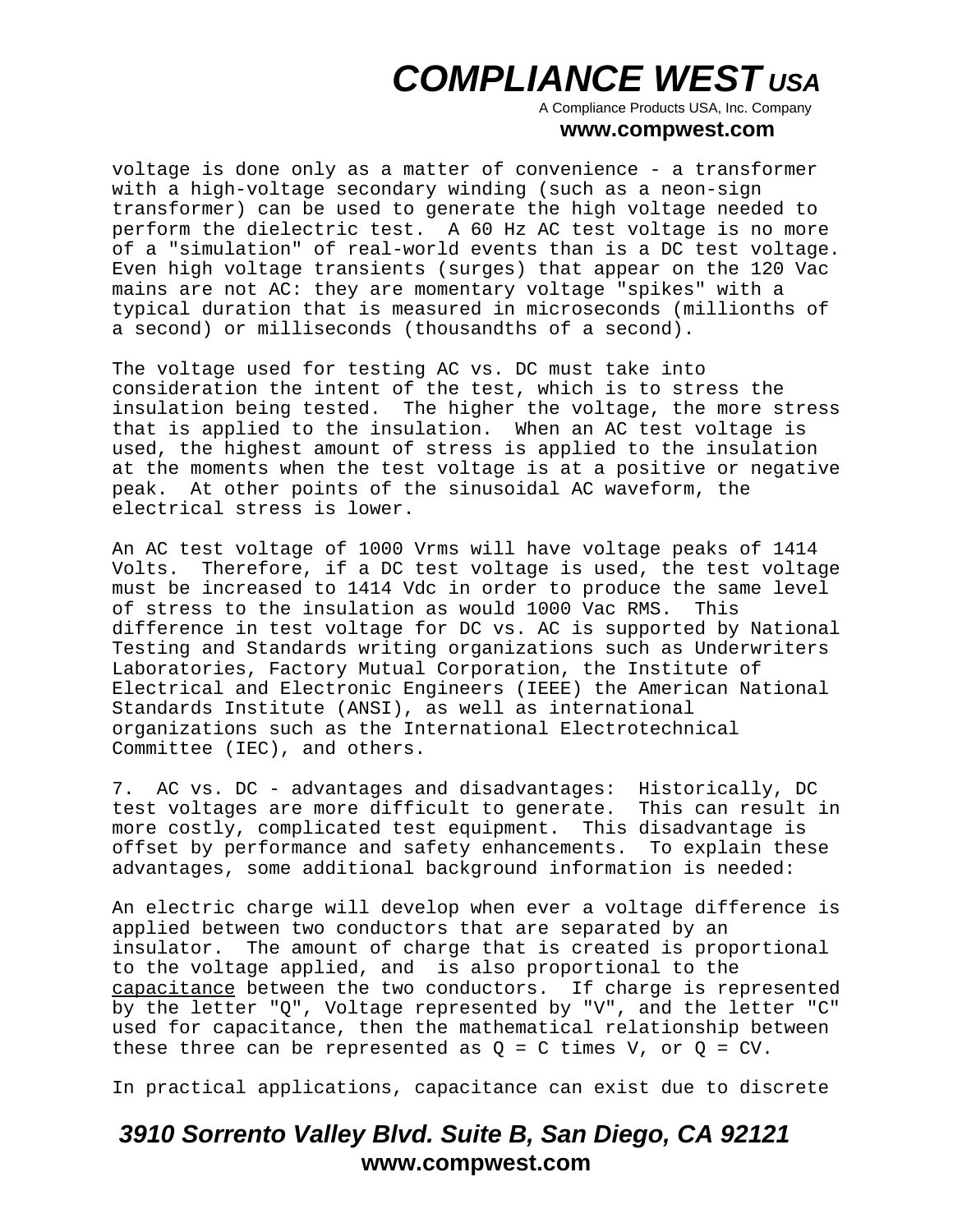voltage is done only as a matter of convenience - a transformer with a high-voltage secondary winding (such as a neon-sign transformer) can be used to generate the high voltage needed to perform the dielectric test. A 60 Hz AC test voltage is no more of a "simulation" of real-world events than is a DC test voltage. Even high voltage transients (surges) that appear on the 120 Vac mains are not AC: they are momentary voltage "spikes" with a typical duration that is measured in microseconds (millionths of a second) or milliseconds (thousandths of a second).

The voltage used for testing AC vs. DC must take into consideration the intent of the test, which is to stress the insulation being tested. The higher the voltage, the more stress that is applied to the insulation. When an AC test voltage is used, the highest amount of stress is applied to the insulation at the moments when the test voltage is at a positive or negative peak. At other points of the sinusoidal AC waveform, the electrical stress is lower.

An AC test voltage of 1000 Vrms will have voltage peaks of 1414 Volts. Therefore, if a DC test voltage is used, the test voltage must be increased to 1414 Vdc in order to produce the same level of stress to the insulation as would 1000 Vac RMS. This difference in test voltage for DC vs. AC is supported by National Testing and Standards writing organizations such as Underwriters Laboratories, Factory Mutual Corporation, the Institute of Electrical and Electronic Engineers (IEEE) the American National Standards Institute (ANSI), as well as international organizations such as the International Electrotechnical Committee (IEC), and others.

7. AC vs. DC - advantages and disadvantages: Historically, DC test voltages are more difficult to generate. This can result in more costly, complicated test equipment. This disadvantage is offset by performance and safety enhancements. To explain these advantages, some additional background information is needed:

An electric charge will develop when ever a voltage difference is applied between two conductors that are separated by an insulator. The amount of charge that is created is proportional to the voltage applied, and is also proportional to the <u>capacitance</u> between the two conductors. If charge is represented by the letter "Q", Voltage represented by "V", and the letter "C" used for capacitance, then the mathematical relationship between these three can be represented as Q = C times V, or $Q = CV$.

In practical applications, capacitance can exist due to discrete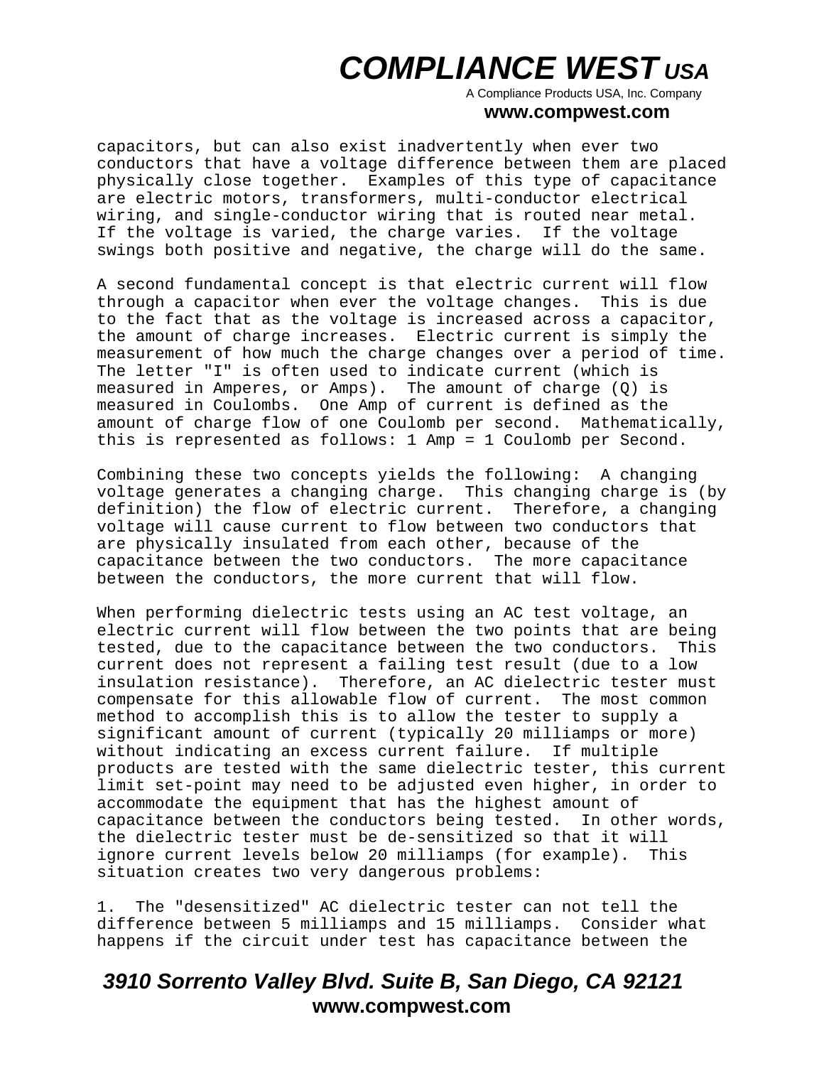capacitors, but can also exist inadvertently when ever two conductors that have a voltage difference between them are placed physically close together. Examples of this type of capacitance are electric motors, transformers, multi-conductor electrical wiring, and single-conductor wiring that is routed near metal. If the voltage is varied, the charge varies. If the voltage swings both positive and negative, the charge will do the same.

A second fundamental concept is that electric current will flow through a capacitor when ever the voltage changes. This is due to the fact that as the voltage is increased across a capacitor, the amount of charge increases. Electric current is simply the measurement of how much the charge changes over a period of time. The letter "I" is often used to indicate current (which is measured in Amperes, or Amps). The amount of charge (Q) is measured in Coulombs. One Amp of current is defined as the amount of charge flow of one Coulomb per second. Mathematically, this is represented as follows: 1 Amp = 1 Coulomb per Second.

Combining these two concepts yields the following: A changing voltage generates a changing charge. This changing charge is (by definition) the flow of electric current. Therefore, a changing voltage will cause current to flow between two conductors that are physically insulated from each other, because of the capacitance between the two conductors. The more capacitance between the conductors, the more current that will flow.

When performing dielectric tests using an AC test voltage, an electric current will flow between the two points that are being tested, due to the capacitance between the two conductors. This current does not represent a failing test result (due to a low insulation resistance). Therefore, an AC dielectric tester must compensate for this allowable flow of current. The most common method to accomplish this is to allow the tester to supply a significant amount of current (typically 20 milliamps or more) without indicating an excess current failure. If multiple products are tested with the same dielectric tester, this current limit set-point may need to be adjusted even higher, in order to accommodate the equipment that has the highest amount of capacitance between the conductors being tested. In other words, the dielectric tester must be de-sensitized so that it will ignore current levels below 20 milliamps (for example). This situation creates two very dangerous problems:

1. The "desensitized" AC dielectric tester can not tell the difference between 5 milliamps and 15 milliamps. Consider what happens if the circuit under test has capacitance between the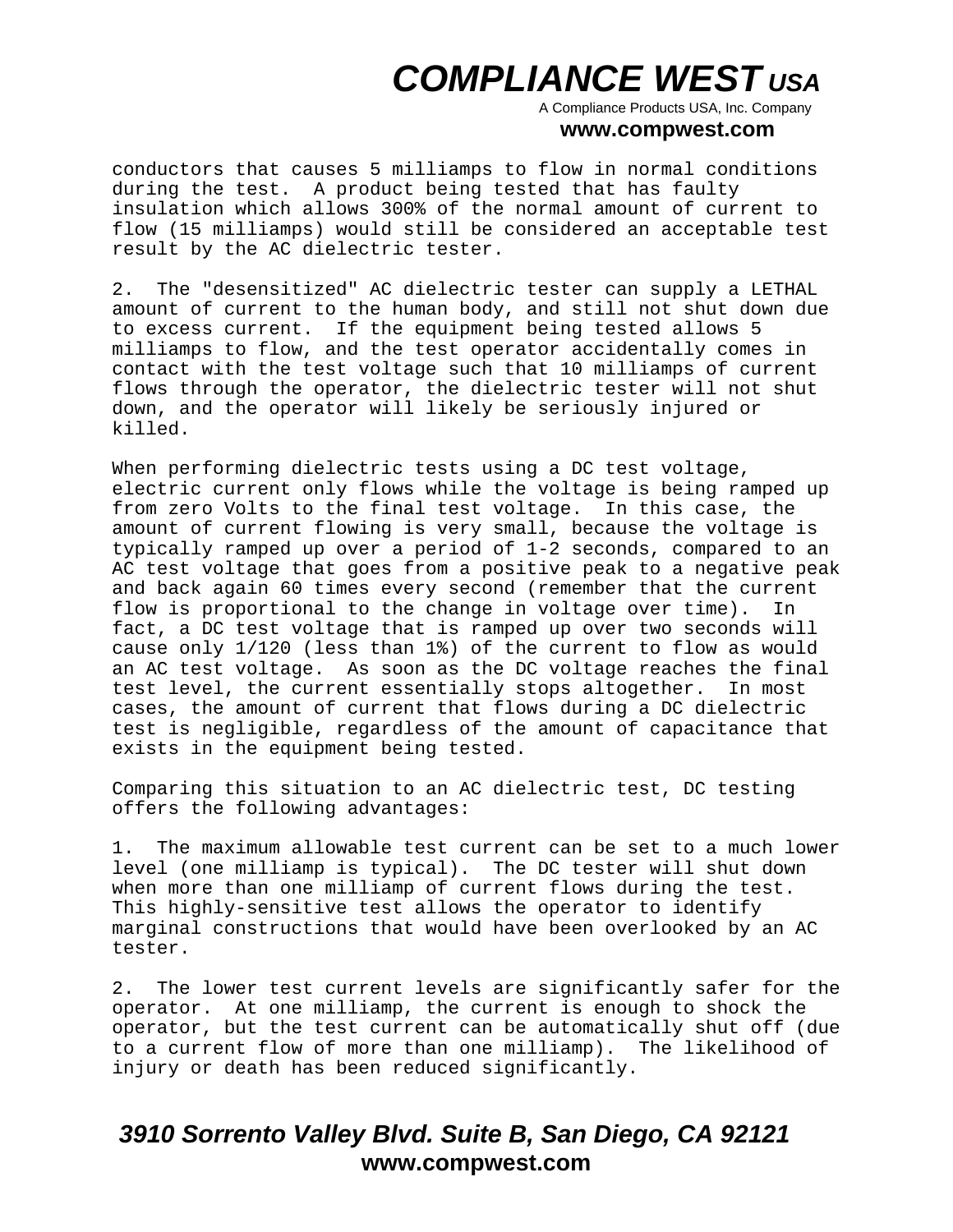conductors that causes 5 milliamps to flow in normal conditions during the test. A product being tested that has faulty insulation which allows 300% of the normal amount of current to flow (15 milliamps) would still be considered an acceptable test result by the AC dielectric tester.

2. The "desensitized" AC dielectric tester can supply a LETHAL amount of current to the human body, and still not shut down due to excess current. If the equipment being tested allows 5 milliamps to flow, and the test operator accidentally comes in contact with the test voltage such that 10 milliamps of current flows through the operator, the dielectric tester will not shut down, and the operator will likely be seriously injured or killed.

When performing dielectric tests using a DC test voltage, electric current only flows while the voltage is being ramped up from zero Volts to the final test voltage. In this case, the amount of current flowing is very small, because the voltage is typically ramped up over a period of 1-2 seconds, compared to an AC test voltage that goes from a positive peak to a negative peak and back again 60 times every second (remember that the current flow is proportional to the change in voltage over time). In fact, a DC test voltage that is ramped up over two seconds will cause only 1/120 (less than 1%) of the current to flow as would an AC test voltage. As soon as the DC voltage reaches the final test level, the current essentially stops altogether. In most cases, the amount of current that flows during a DC dielectric test is negligible, regardless of the amount of capacitance that exists in the equipment being tested.

Comparing this situation to an AC dielectric test, DC testing offers the following advantages:

1. The maximum allowable test current can be set to a much lower level (one milliamp is typical). The DC tester will shut down when more than one milliamp of current flows during the test. This highly-sensitive test allows the operator to identify marginal constructions that would have been overlooked by an AC tester.

2. The lower test current levels are significantly safer for the operator. At one milliamp, the current is enough to shock the operator, but the test current can be automatically shut off (due to a current flow of more than one milliamp). The likelihood of injury or death has been reduced significantly.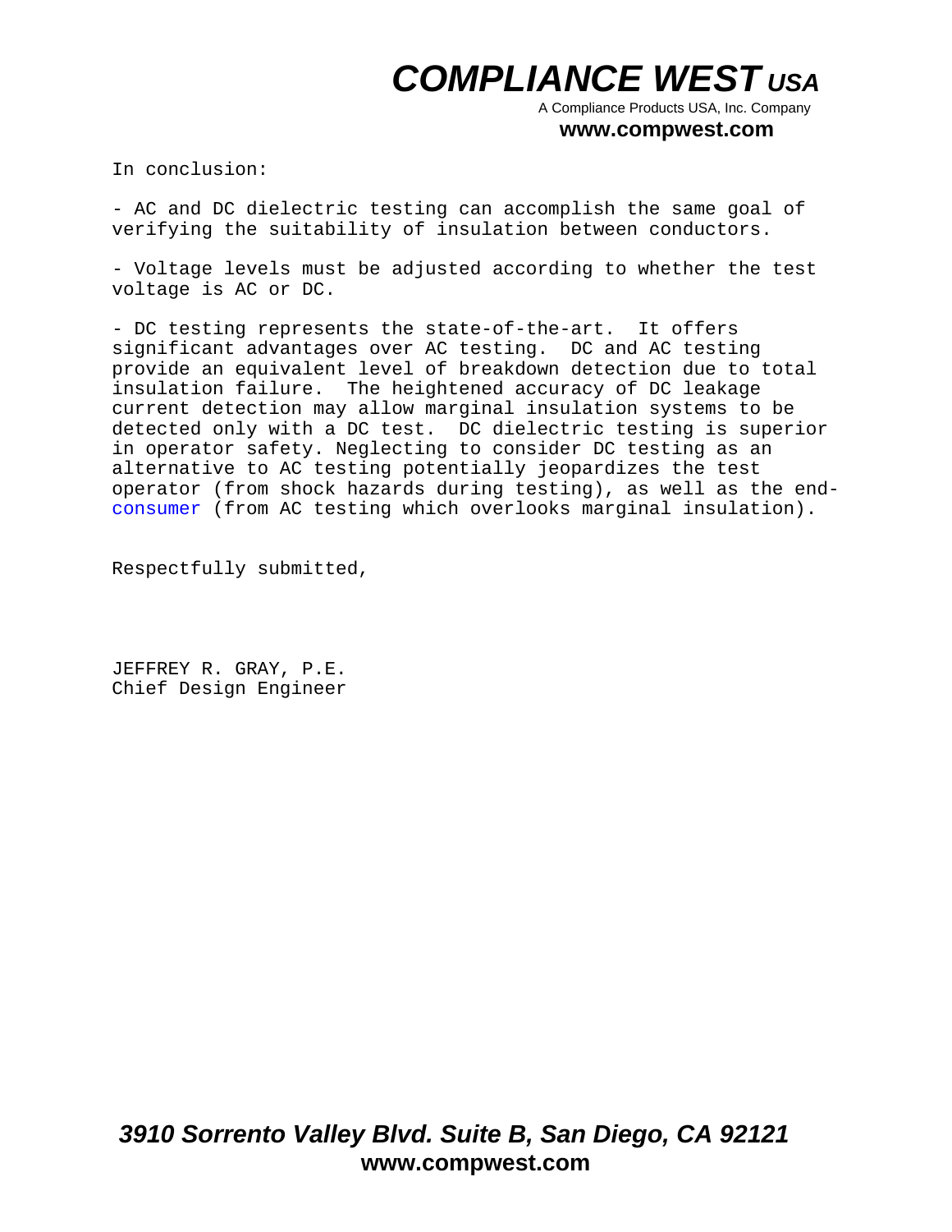In conclusion:

- AC and DC dielectric testing can accomplish the same goal of verifying the suitability of insulation between conductors.

- Voltage levels must be adjusted according to whether the test voltage is AC or DC.

- DC testing represents the state-of-the-art. It offers significant advantages over AC testing. DC and AC testing provide an equivalent level of breakdown detection due to total insulation failure. The heightened accuracy of DC leakage current detection may allow marginal insulation systems to be detected only with a DC test. DC dielectric testing is superior in operator safety. Neglecting to consider DC testing as an alternative to AC testing potentially jeopardizes the test operator (from shock hazards during testing), as well as the end-consumer (from AC testing which overlooks marginal insulation).

Respectfully submitted,

JEFFREY R. GRAY, P.E.
Chief Design Engineer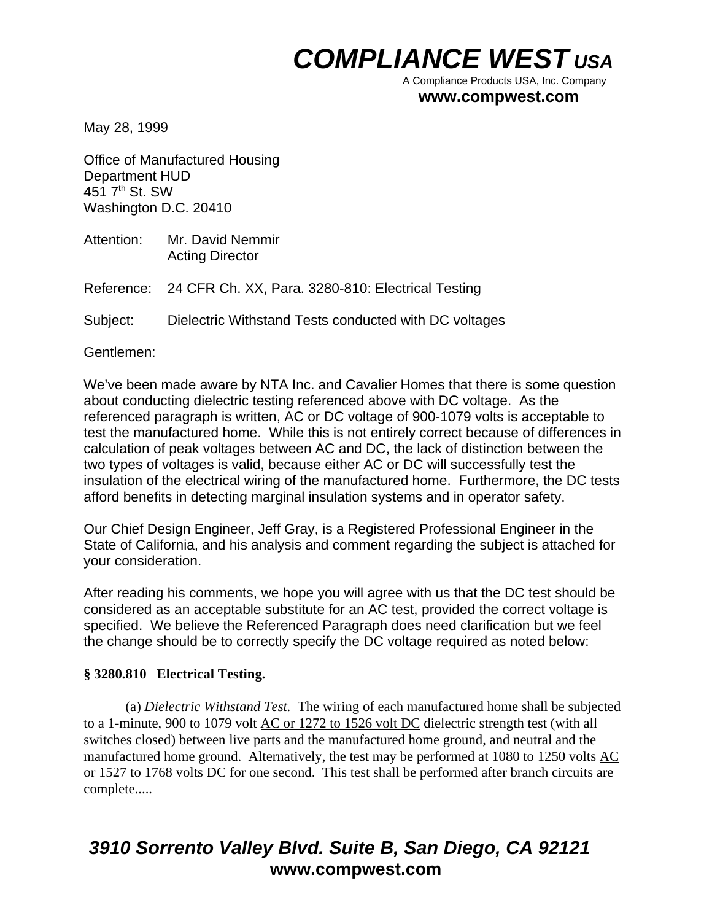# COMPLIANCE WEST USA

A Compliance Products USA, Inc. Company
**www.compwest.com**

May 28, 1999

Office of Manufactured Housing
Department HUD
451 7th St. SW
Washington D.C. 20410

Attention: Mr. David Nemmir
Acting Director

Reference: 24 CFR Ch. XX, Para. 3280-810: Electrical Testing

Subject: Dielectric Withstand Tests conducted with DC voltages

Gentlemen:

We've been made aware by NTA Inc. and Cavalier Homes that there is some question about conducting dielectric testing referenced above with DC voltage. As the referenced paragraph is written, AC or DC voltage of 900-1079 volts is acceptable to test the manufactured home. While this is not entirely correct because of differences in calculation of peak voltages between AC and DC, the lack of distinction between the two types of voltages is valid, because either AC or DC will successfully test the insulation of the electrical wiring of the manufactured home. Furthermore, the DC tests afford benefits in detecting marginal insulation systems and in operator safety.

Our Chief Design Engineer, Jeff Gray, is a Registered Professional Engineer in the State of California, and his analysis and comment regarding the subject is attached for your consideration.

After reading his comments, we hope you will agree with us that the DC test should be considered as an acceptable substitute for an AC test, provided the correct voltage is specified. We believe the Referenced Paragraph does need clarification but we feel the change should be to correctly specify the DC voltage required as noted below:

**§ 3280.810 Electrical Testing.**

(a) *Dielectric Withstand Test.* The wiring of each manufactured home shall be subjected to a 1-minute, 900 to 1079 volt <u>AC or 1272 to 1526 volt DC</u> dielectric strength test (with all switches closed) between live parts and the manufactured home ground, and neutral and the manufactured home ground. Alternatively, the test may be performed at 1080 to 1250 volts <u>AC or 1527 to 1768 volts DC</u> for one second. This test shall be performed after branch circuits are complete.....

***3910 Sorrento Valley Blvd. Suite B, San Diego, CA 92121***
**www.compwest.com**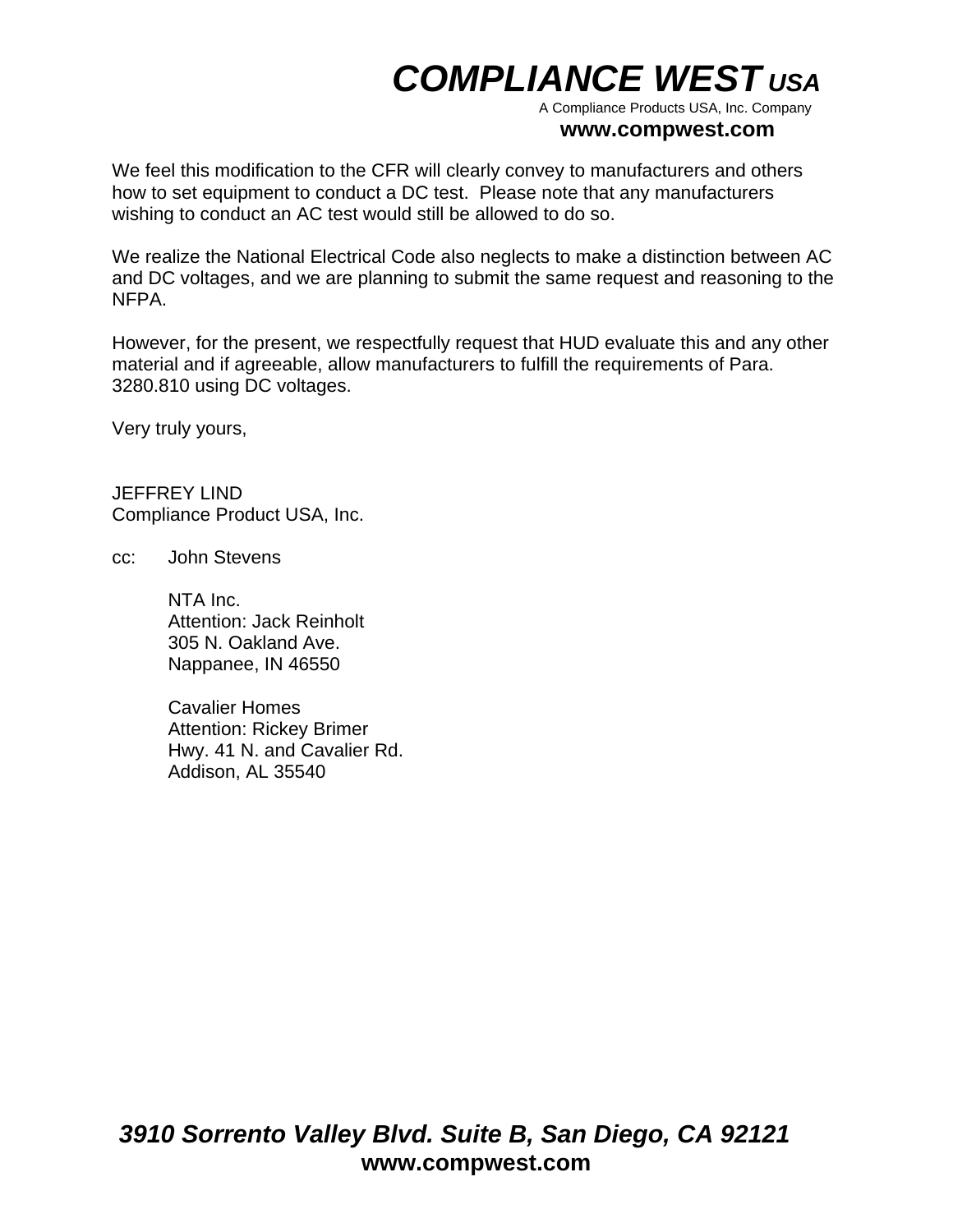We feel this modification to the CFR will clearly convey to manufacturers and others how to set equipment to conduct a DC test. Please note that any manufacturers wishing to conduct an AC test would still be allowed to do so.

We realize the National Electrical Code also neglects to make a distinction between AC and DC voltages, and we are planning to submit the same request and reasoning to the NFPA.

However, for the present, we respectfully request that HUD evaluate this and any other material and if agreeable, allow manufacturers to fulfill the requirements of Para. 3280.810 using DC voltages.

Very truly yours,

JEFFREY LIND
Compliance Product USA, Inc.

cc: John Stevens

NTA Inc.
Attention: Jack Reinholt
305 N. Oakland Ave.
Nappanee, IN 46550

Cavalier Homes
Attention: Rickey Brimer
Hwy. 41 N. and Cavalier Rd.
Addison, AL 35540